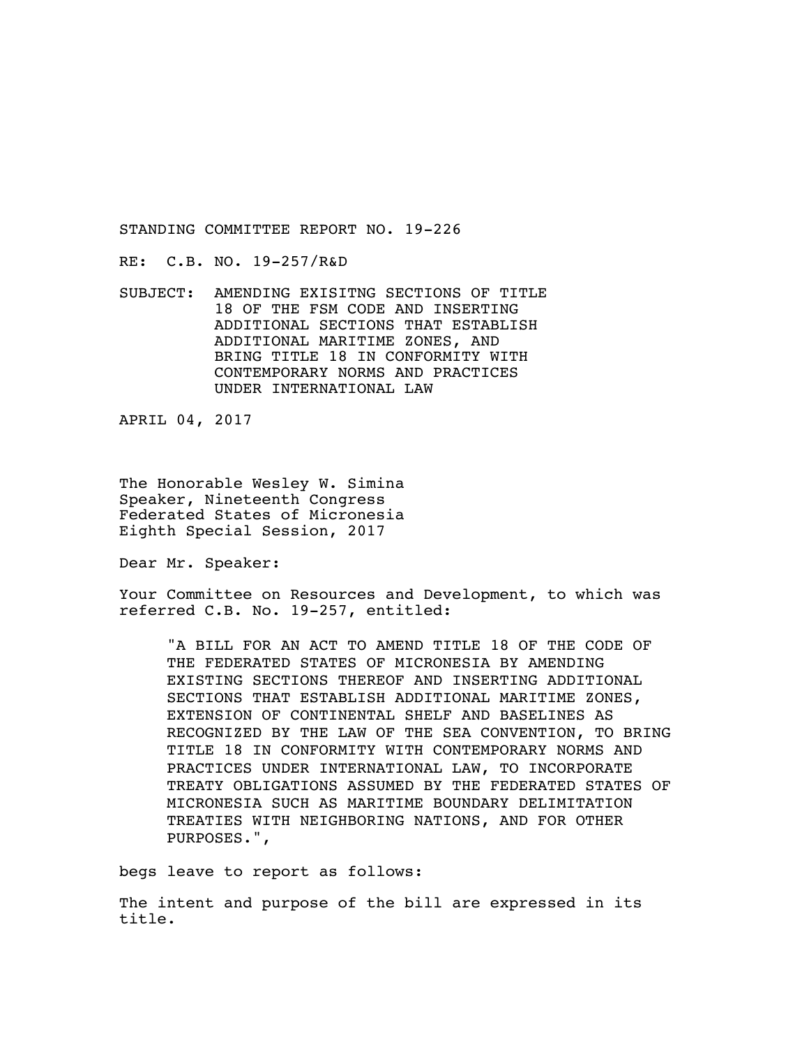STANDING COMMITTEE REPORT NO. 19-226

RE: C.B. NO. 19-257/R&D

SUBJECT: AMENDING EXISITNG SECTIONS OF TITLE 18 OF THE FSM CODE AND INSERTING ADDITIONAL SECTIONS THAT ESTABLISH ADDITIONAL MARITIME ZONES, AND BRING TITLE 18 IN CONFORMITY WITH CONTEMPORARY NORMS AND PRACTICES UNDER INTERNATIONAL LAW

APRIL 04, 2017

The Honorable Wesley W. Simina
Speaker, Nineteenth Congress
Federated States of Micronesia
Eighth Special Session, 2017

Dear Mr. Speaker:

Your Committee on Resources and Development, to which was referred C.B. No. 19-257, entitled:

> "A BILL FOR AN ACT TO AMEND TITLE 18 OF THE CODE OF THE FEDERATED STATES OF MICRONESIA BY AMENDING EXISTING SECTIONS THEREOF AND INSERTING ADDITIONAL SECTIONS THAT ESTABLISH ADDITIONAL MARITIME ZONES, EXTENSION OF CONTINENTAL SHELF AND BASELINES AS RECOGNIZED BY THE LAW OF THE SEA CONVENTION, TO BRING TITLE 18 IN CONFORMITY WITH CONTEMPORARY NORMS AND PRACTICES UNDER INTERNATIONAL LAW, TO INCORPORATE TREATY OBLIGATIONS ASSUMED BY THE FEDERATED STATES OF MICRONESIA SUCH AS MARITIME BOUNDARY DELIMITATION TREATIES WITH NEIGHBORING NATIONS, AND FOR OTHER PURPOSES.",

begs leave to report as follows:

The intent and purpose of the bill are expressed in its title.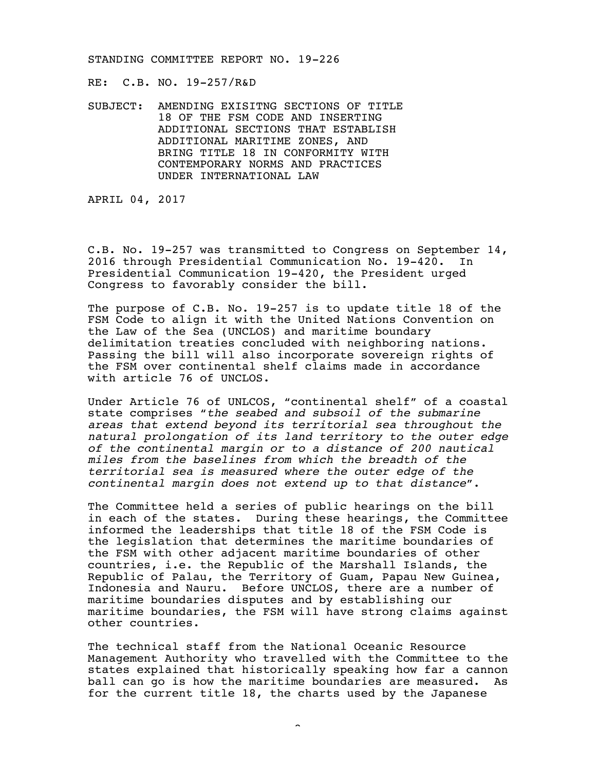STANDING COMMITTEE REPORT NO. 19-226

RE: C.B. NO. 19-257/R&D

SUBJECT: AMENDING EXISITNG SECTIONS OF TITLE 18 OF THE FSM CODE AND INSERTING ADDITIONAL SECTIONS THAT ESTABLISH ADDITIONAL MARITIME ZONES, AND BRING TITLE 18 IN CONFORMITY WITH CONTEMPORARY NORMS AND PRACTICES UNDER INTERNATIONAL LAW

APRIL 04, 2017

C.B. No. 19-257 was transmitted to Congress on September 14, 2016 through Presidential Communication No. 19-420. In Presidential Communication 19-420, the President urged Congress to favorably consider the bill.

The purpose of C.B. No. 19-257 is to update title 18 of the FSM Code to align it with the United Nations Convention on the Law of the Sea (UNCLOS) and maritime boundary delimitation treaties concluded with neighboring nations. Passing the bill will also incorporate sovereign rights of the FSM over continental shelf claims made in accordance with article 76 of UNCLOS.

Under Article 76 of UNLCOS, "continental shelf" of a coastal state comprises "*the seabed and subsoil of the submarine areas that extend beyond its territorial sea throughout the natural prolongation of its land territory to the outer edge of the continental margin or to a distance of 200 nautical miles from the baselines from which the breadth of the territorial sea is measured where the outer edge of the continental margin does not extend up to that distance*".

The Committee held a series of public hearings on the bill in each of the states. During these hearings, the Committee informed the leaderships that title 18 of the FSM Code is the legislation that determines the maritime boundaries of the FSM with other adjacent maritime boundaries of other countries, i.e. the Republic of the Marshall Islands, the Republic of Palau, the Territory of Guam, Papau New Guinea, Indonesia and Nauru. Before UNCLOS, there are a number of maritime boundaries disputes and by establishing our maritime boundaries, the FSM will have strong claims against other countries.

The technical staff from the National Oceanic Resource Management Authority who travelled with the Committee to the states explained that historically speaking how far a cannon ball can go is how the maritime boundaries are measured. As for the current title 18, the charts used by the Japanese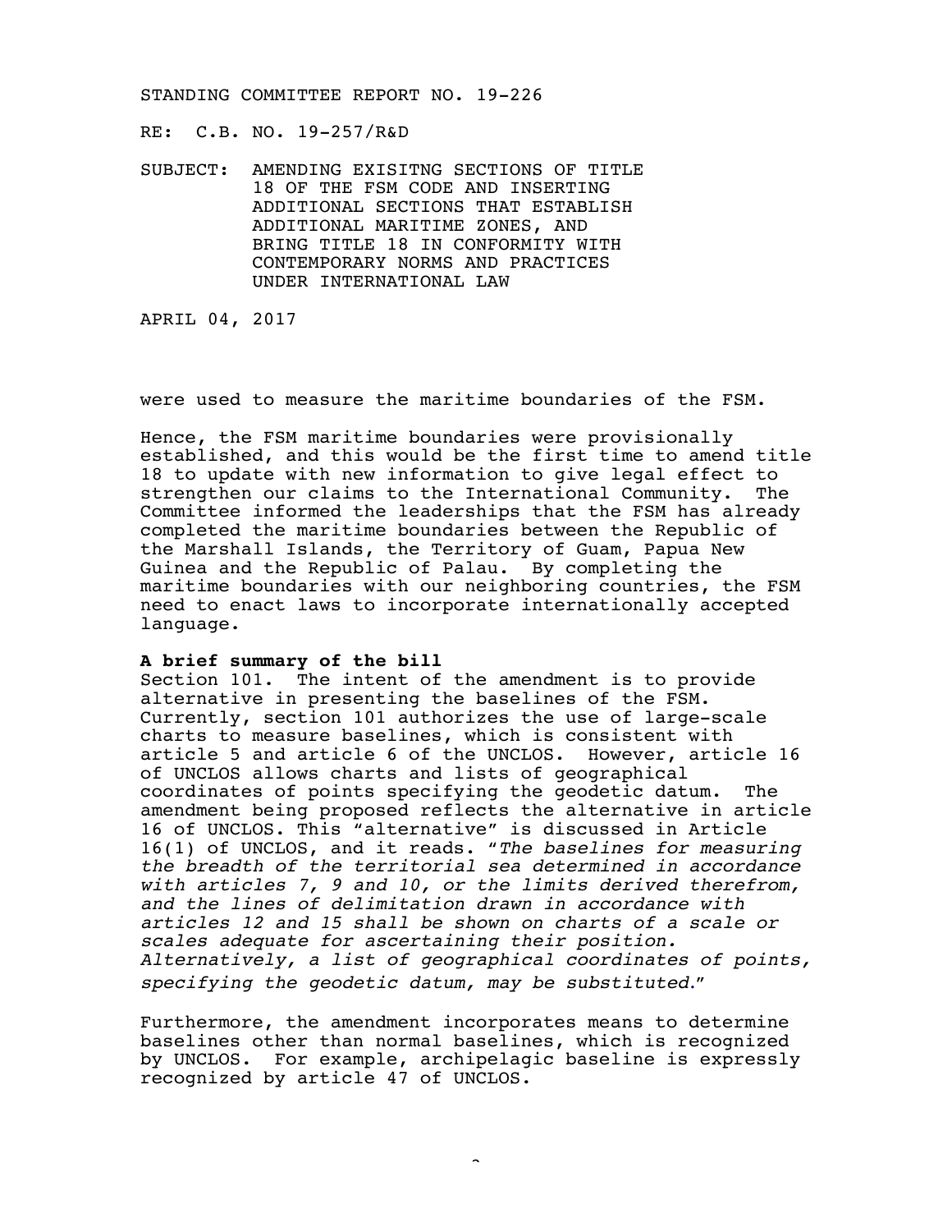STANDING COMMITTEE REPORT NO. 19-226

RE: C.B. NO. 19-257/R&D

SUBJECT: AMENDING EXISITNG SECTIONS OF TITLE 18 OF THE FSM CODE AND INSERTING ADDITIONAL SECTIONS THAT ESTABLISH ADDITIONAL MARITIME ZONES, AND BRING TITLE 18 IN CONFORMITY WITH CONTEMPORARY NORMS AND PRACTICES UNDER INTERNATIONAL LAW

APRIL 04, 2017

were used to measure the maritime boundaries of the FSM.

Hence, the FSM maritime boundaries were provisionally established, and this would be the first time to amend title 18 to update with new information to give legal effect to strengthen our claims to the International Community. The Committee informed the leaderships that the FSM has already completed the maritime boundaries between the Republic of the Marshall Islands, the Territory of Guam, Papua New Guinea and the Republic of Palau. By completing the maritime boundaries with our neighboring countries, the FSM need to enact laws to incorporate internationally accepted language.

**A brief summary of the bill**

Section 101. The intent of the amendment is to provide alternative in presenting the baselines of the FSM. Currently, section 101 authorizes the use of large-scale charts to measure baselines, which is consistent with article 5 and article 6 of the UNCLOS. However, article 16 of UNCLOS allows charts and lists of geographical coordinates of points specifying the geodetic datum. The amendment being proposed reflects the alternative in article 16 of UNCLOS. This "alternative" is discussed in Article 16(1) of UNCLOS, and it reads. "*The baselines for measuring the breadth of the territorial sea determined in accordance with articles 7, 9 and 10, or the limits derived therefrom, and the lines of delimitation drawn in accordance with articles 12 and 15 shall be shown on charts of a scale or scales adequate for ascertaining their position. Alternatively, a list of geographical coordinates of points, specifying the geodetic datum, may be substituted.*"

Furthermore, the amendment incorporates means to determine baselines other than normal baselines, which is recognized by UNCLOS. For example, archipelagic baseline is expressly recognized by article 47 of UNCLOS.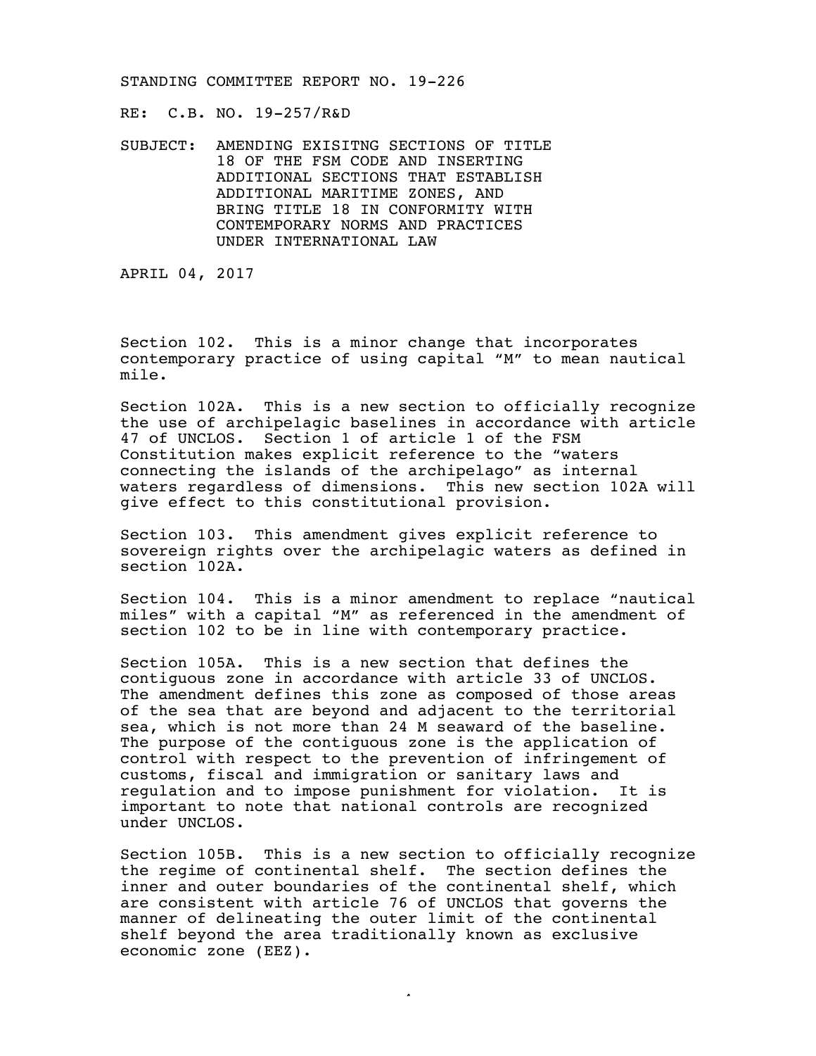STANDING COMMITTEE REPORT NO. 19-226

RE: C.B. NO. 19-257/R&D

SUBJECT: AMENDING EXISITNG SECTIONS OF TITLE 18 OF THE FSM CODE AND INSERTING ADDITIONAL SECTIONS THAT ESTABLISH ADDITIONAL MARITIME ZONES, AND BRING TITLE 18 IN CONFORMITY WITH CONTEMPORARY NORMS AND PRACTICES UNDER INTERNATIONAL LAW

APRIL 04, 2017

Section 102. This is a minor change that incorporates contemporary practice of using capital "M" to mean nautical mile.

Section 102A. This is a new section to officially recognize the use of archipelagic baselines in accordance with article 47 of UNCLOS. Section 1 of article 1 of the FSM Constitution makes explicit reference to the "waters connecting the islands of the archipelago" as internal waters regardless of dimensions. This new section 102A will give effect to this constitutional provision.

Section 103. This amendment gives explicit reference to sovereign rights over the archipelagic waters as defined in section 102A.

Section 104. This is a minor amendment to replace "nautical miles" with a capital "M" as referenced in the amendment of section 102 to be in line with contemporary practice.

Section 105A. This is a new section that defines the contiguous zone in accordance with article 33 of UNCLOS. The amendment defines this zone as composed of those areas of the sea that are beyond and adjacent to the territorial sea, which is not more than 24 M seaward of the baseline. The purpose of the contiguous zone is the application of control with respect to the prevention of infringement of customs, fiscal and immigration or sanitary laws and regulation and to impose punishment for violation. It is important to note that national controls are recognized under UNCLOS.

Section 105B. This is a new section to officially recognize the regime of continental shelf. The section defines the inner and outer boundaries of the continental shelf, which are consistent with article 76 of UNCLOS that governs the manner of delineating the outer limit of the continental shelf beyond the area traditionally known as exclusive economic zone (EEZ).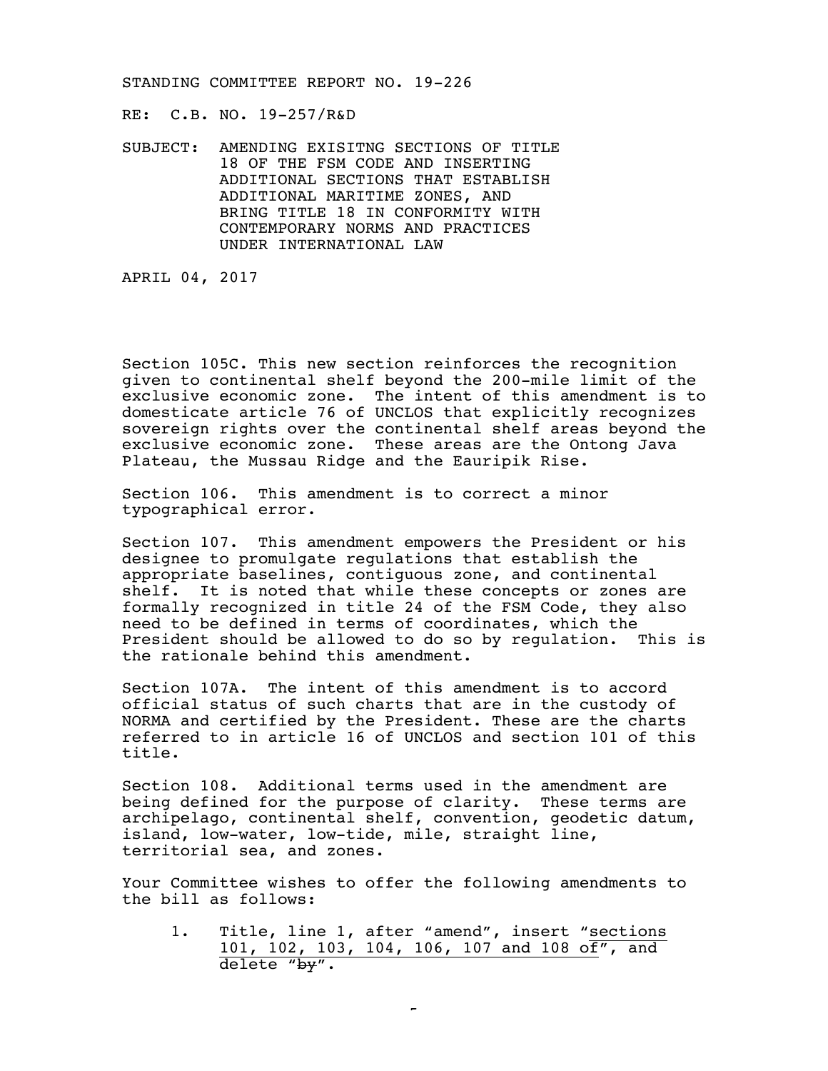STANDING COMMITTEE REPORT NO. 19-226

RE: C.B. NO. 19-257/R&D

SUBJECT: AMENDING EXISITNG SECTIONS OF TITLE 18 OF THE FSM CODE AND INSERTING ADDITIONAL SECTIONS THAT ESTABLISH ADDITIONAL MARITIME ZONES, AND BRING TITLE 18 IN CONFORMITY WITH CONTEMPORARY NORMS AND PRACTICES UNDER INTERNATIONAL LAW

APRIL 04, 2017

Section 105C. This new section reinforces the recognition given to continental shelf beyond the 200-mile limit of the exclusive economic zone. The intent of this amendment is to domesticate article 76 of UNCLOS that explicitly recognizes sovereign rights over the continental shelf areas beyond the exclusive economic zone. These areas are the Ontong Java Plateau, the Mussau Ridge and the Eauripik Rise.

Section 106. This amendment is to correct a minor typographical error.

Section 107. This amendment empowers the President or his designee to promulgate regulations that establish the appropriate baselines, contiguous zone, and continental shelf. It is noted that while these concepts or zones are formally recognized in title 24 of the FSM Code, they also need to be defined in terms of coordinates, which the President should be allowed to do so by regulation. This is the rationale behind this amendment.

Section 107A. The intent of this amendment is to accord official status of such charts that are in the custody of NORMA and certified by the President. These are the charts referred to in article 16 of UNCLOS and section 101 of this title.

Section 108. Additional terms used in the amendment are being defined for the purpose of clarity. These terms are archipelago, continental shelf, convention, geodetic datum, island, low-water, low-tide, mile, straight line, territorial sea, and zones.

Your Committee wishes to offer the following amendments to the bill as follows:

1. Title, line 1, after "amend", insert "<u>sections 101, 102, 103, 104, 106, 107 and 108 of</u>", and delete "~~by~~".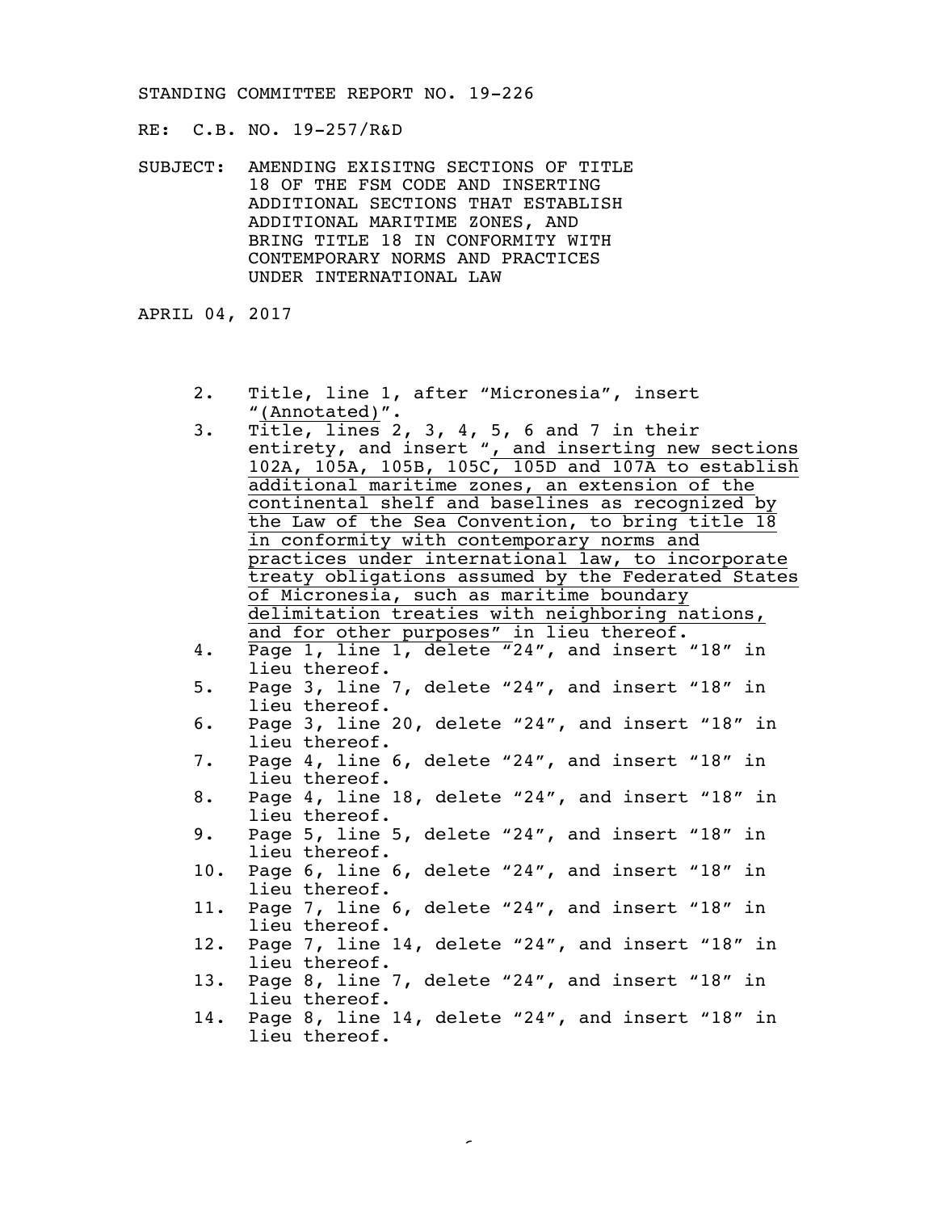STANDING COMMITTEE REPORT NO. 19-226

RE: C.B. NO. 19-257/R&D

SUBJECT: AMENDING EXISITNG SECTIONS OF TITLE 18 OF THE FSM CODE AND INSERTING ADDITIONAL SECTIONS THAT ESTABLISH ADDITIONAL MARITIME ZONES, AND BRING TITLE 18 IN CONFORMITY WITH CONTEMPORARY NORMS AND PRACTICES UNDER INTERNATIONAL LAW

APRIL 04, 2017

2. Title, line 1, after "Micronesia", insert "<u>(Annotated)</u>".
3. Title, lines 2, 3, 4, 5, 6 and 7 in their entirety, and insert "<u>, and inserting new sections 102A, 105A, 105B, 105C, 105D and 107A to establish additional maritime zones, an extension of the continental shelf and baselines as recognized by the Law of the Sea Convention, to bring title 18 in conformity with contemporary norms and practices under international law, to incorporate treaty obligations assumed by the Federated States of Micronesia, such as maritime boundary delimitation treaties with neighboring nations, and for other purposes</u>" in lieu thereof.
4. Page 1, line 1, delete "24", and insert "18" in lieu thereof.
5. Page 3, line 7, delete "24", and insert "18" in lieu thereof.
6. Page 3, line 20, delete "24", and insert "18" in lieu thereof.
7. Page 4, line 6, delete "24", and insert "18" in lieu thereof.
8. Page 4, line 18, delete "24", and insert "18" in lieu thereof.
9. Page 5, line 5, delete "24", and insert "18" in lieu thereof.
10. Page 6, line 6, delete "24", and insert "18" in lieu thereof.
11. Page 7, line 6, delete "24", and insert "18" in lieu thereof.
12. Page 7, line 14, delete "24", and insert "18" in lieu thereof.
13. Page 8, line 7, delete "24", and insert "18" in lieu thereof.
14. Page 8, line 14, delete "24", and insert "18" in lieu thereof.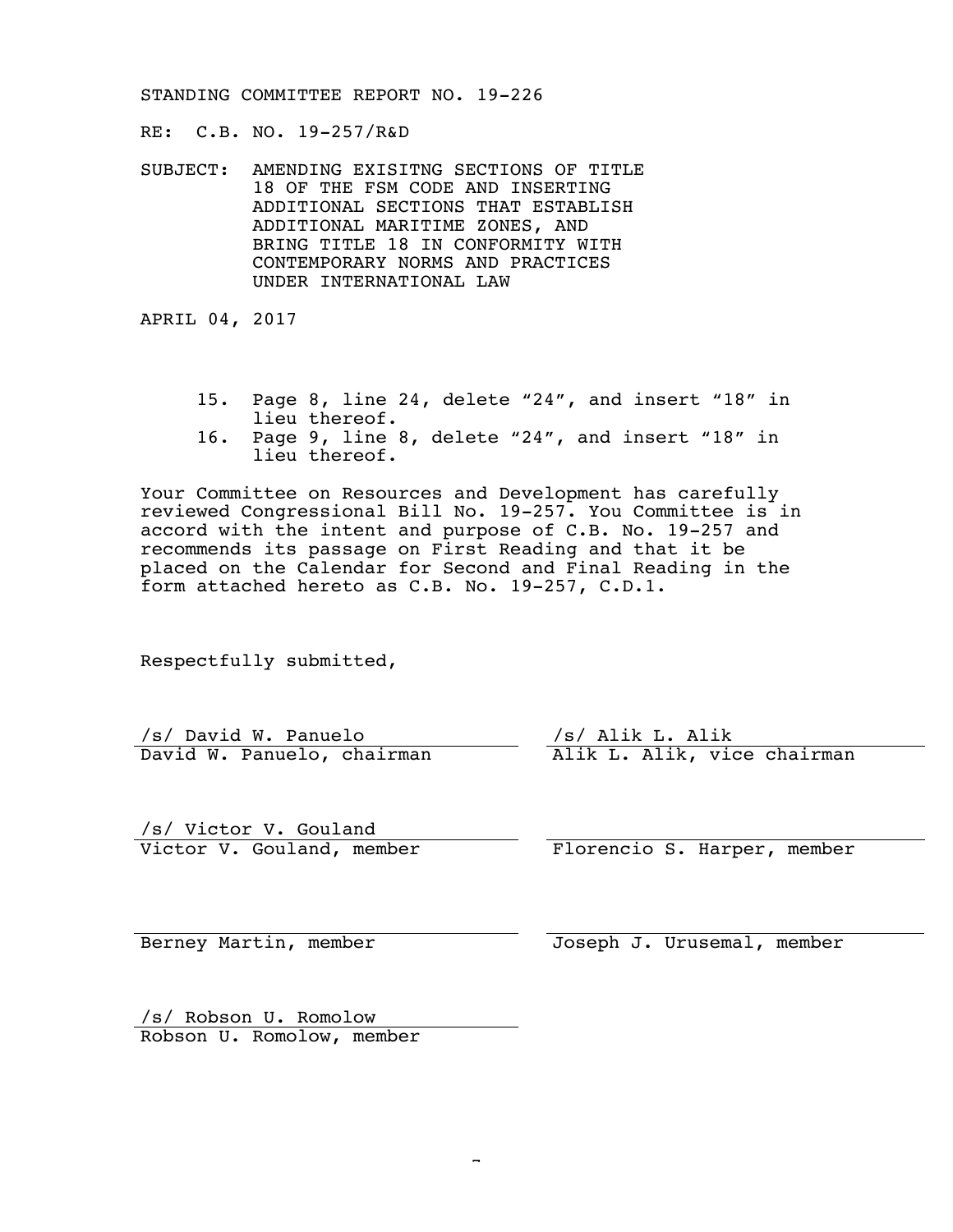STANDING COMMITTEE REPORT NO. 19-226

RE: C.B. NO. 19-257/R&D

SUBJECT: AMENDING EXISITNG SECTIONS OF TITLE 18 OF THE FSM CODE AND INSERTING ADDITIONAL SECTIONS THAT ESTABLISH ADDITIONAL MARITIME ZONES, AND BRING TITLE 18 IN CONFORMITY WITH CONTEMPORARY NORMS AND PRACTICES UNDER INTERNATIONAL LAW

APRIL 04, 2017

15. Page 8, line 24, delete “24”, and insert “18” in lieu thereof.
16. Page 9, line 8, delete “24”, and insert “18” in lieu thereof.

Your Committee on Resources and Development has carefully reviewed Congressional Bill No. 19-257. You Committee is in accord with the intent and purpose of C.B. No. 19-257 and recommends its passage on First Reading and that it be placed on the Calendar for Second and Final Reading in the form attached hereto as C.B. No. 19-257, C.D.1.

Respectfully submitted,

| | |
|---|---|
| /s/ David W. Panuelo<br>David W. Panuelo, chairman | /s/ Alik L. Alik<br>Alik L. Alik, vice chairman |
| /s/ Victor V. Gouland<br>Victor V. Gouland, member | Florencio S. Harper, member |
| Berney Martin, member | Joseph J. Urusemal, member |
| /s/ Robson U. Romolow<br>Robson U. Romolow, member | |